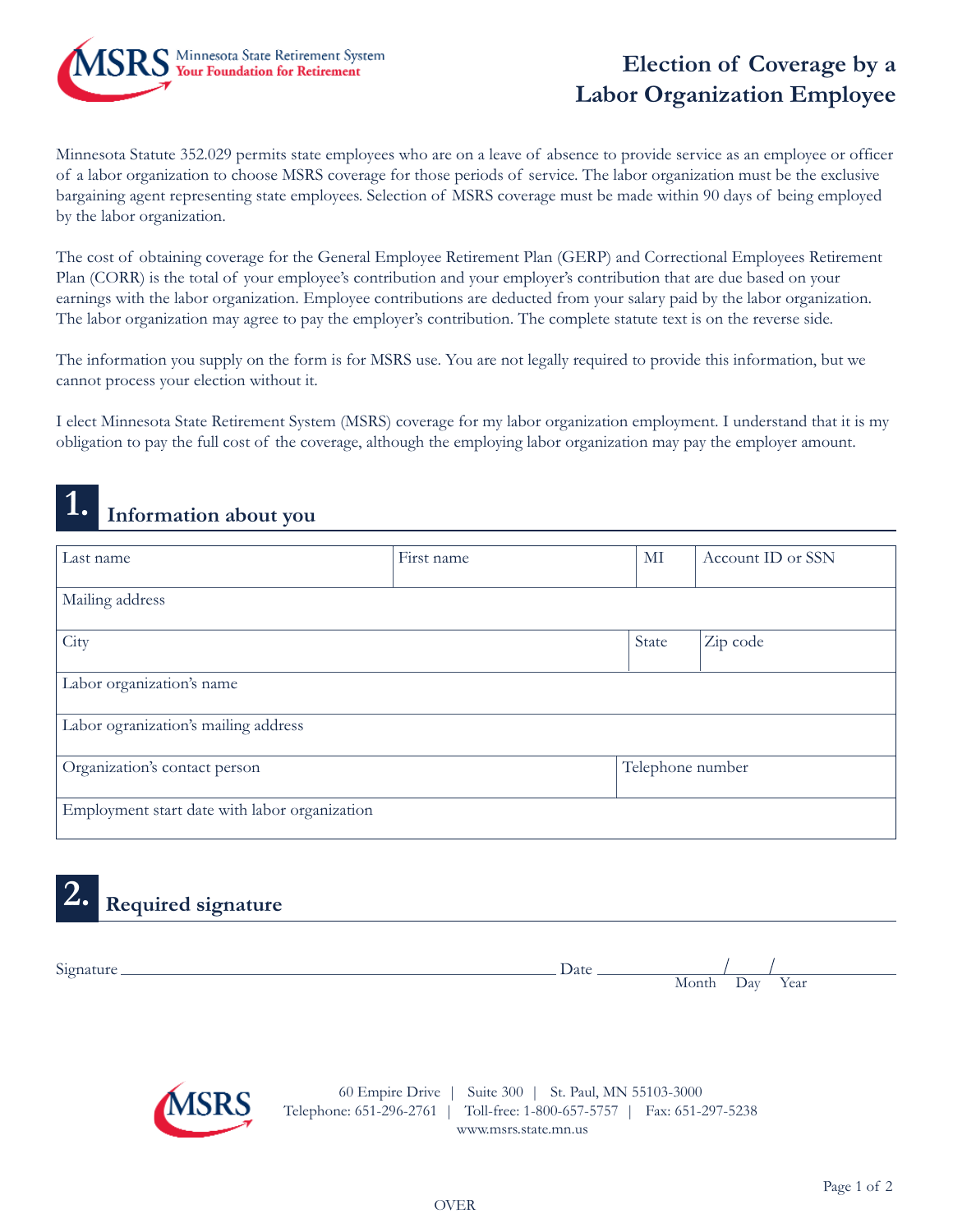MSRS Minnesota State Retirement System
Your Foundation for Retirement

# Election of Coverage by a Labor Organization Employee

Minnesota Statute 352.029 permits state employees who are on a leave of absence to provide service as an employee or officer of a labor organization to choose MSRS coverage for those periods of service. The labor organization must be the exclusive bargaining agent representing state employees. Selection of MSRS coverage must be made within 90 days of being employed by the labor organization.

The cost of obtaining coverage for the General Employee Retirement Plan (GERP) and Correctional Employees Retirement Plan (CORR) is the total of your employee's contribution and your employer's contribution that are due based on your earnings with the labor organization. Employee contributions are deducted from your salary paid by the labor organization. The labor organization may agree to pay the employer's contribution. The complete statute text is on the reverse side.

The information you supply on the form is for MSRS use. You are not legally required to provide this information, but we cannot process your election without it.

I elect Minnesota State Retirement System (MSRS) coverage for my labor organization employment. I understand that it is my obligation to pay the full cost of the coverage, although the employing labor organization may pay the employer amount.

## 1. Information about you

| Last name | First name | MI | Account ID or SSN |
|---|---|---|---|
| Mailing address | | | |
| City | | State | Zip code |
| Labor organization's name | | | |
| Labor ogranization's mailing address | | | |
| Organization's contact person | | Telephone number | |
| Employment start date with labor organization | | | |

## 2. Required signature

Signature ______________________________ Date ____/____/____
Month Day Year

60 Empire Drive | Suite 300 | St. Paul, MN 55103-3000
Telephone: 651-296-2761 | Toll-free: 1-800-657-5757 | Fax: 651-297-5238
www.msrs.state.mn.us

OVER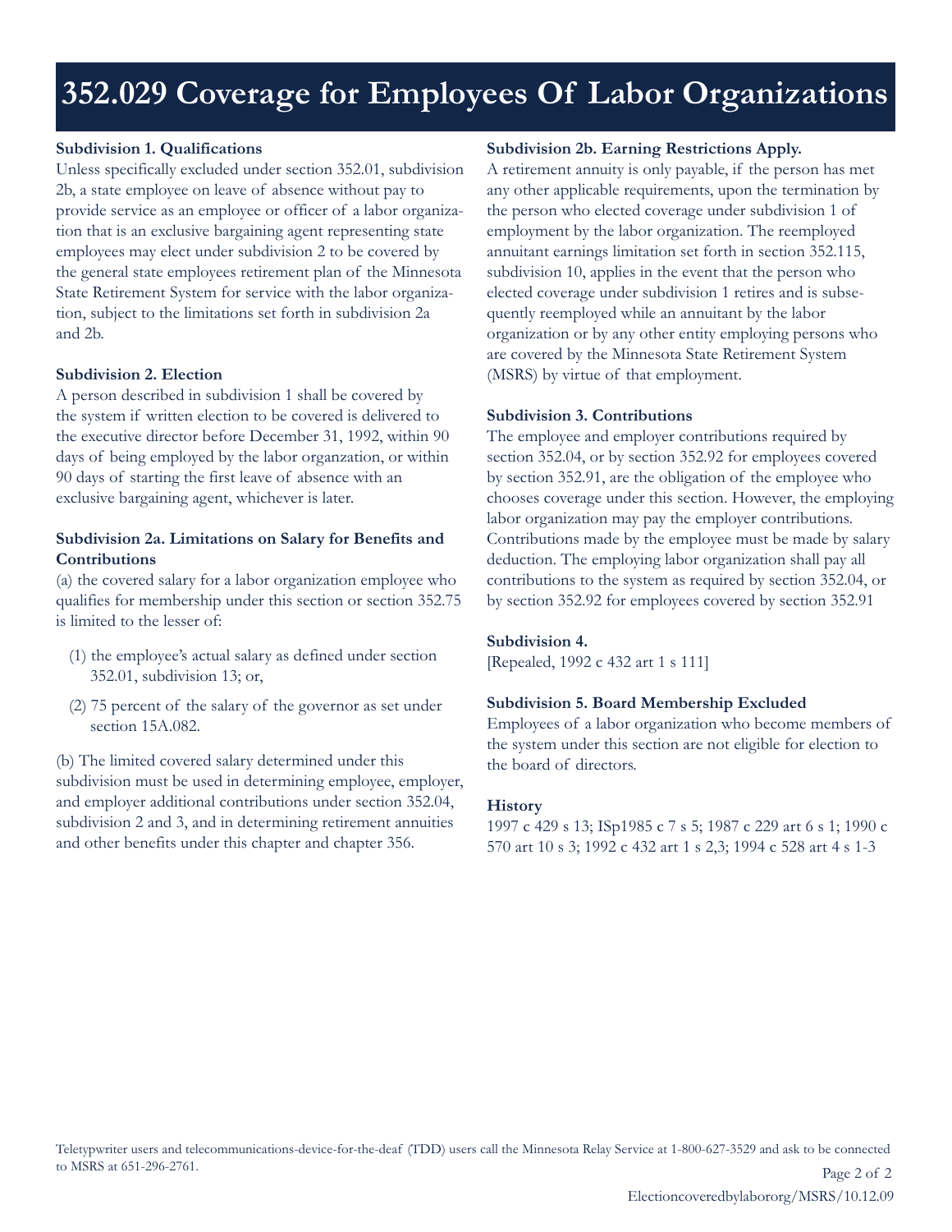# 352.029 Coverage for Employees Of Labor Organizations

**Subdivision 1. Qualifications**

Unless specifically excluded under section 352.01, subdivision 2b, a state employee on leave of absence without pay to provide service as an employee or officer of a labor organization that is an exclusive bargaining agent representing state employees may elect under subdivision 2 to be covered by the general state employees retirement plan of the Minnesota State Retirement System for service with the labor organization, subject to the limitations set forth in subdivision 2a and 2b.

**Subdivision 2. Election**

A person described in subdivision 1 shall be covered by the system if written election to be covered is delivered to the executive director before December 31, 1992, within 90 days of being employed by the labor organzation, or within 90 days of starting the first leave of absence with an exclusive bargaining agent, whichever is later.

**Subdivision 2a. Limitations on Salary for Benefits and Contributions**

(a) the covered salary for a labor organization employee who qualifies for membership under this section or section 352.75 is limited to the lesser of:

(1) the employee's actual salary as defined under section 352.01, subdivision 13; or,

(2) 75 percent of the salary of the governor as set under section 15A.082.

(b) The limited covered salary determined under this subdivision must be used in determining employee, employer, and employer additional contributions under section 352.04, subdivision 2 and 3, and in determining retirement annuities and other benefits under this chapter and chapter 356.

**Subdivision 2b. Earning Restrictions Apply.**

A retirement annuity is only payable, if the person has met any other applicable requirements, upon the termination by the person who elected coverage under subdivision 1 of employment by the labor organization. The reemployed annuitant earnings limitation set forth in section 352.115, subdivision 10, applies in the event that the person who elected coverage under subdivision 1 retires and is subsequently reemployed while an annuitant by the labor organization or by any other entity employing persons who are covered by the Minnesota State Retirement System (MSRS) by virtue of that employment.

**Subdivision 3. Contributions**

The employee and employer contributions required by section 352.04, or by section 352.92 for employees covered by section 352.91, are the obligation of the employee who chooses coverage under this section. However, the employing labor organization may pay the employer contributions. Contributions made by the employee must be made by salary deduction. The employing labor organization shall pay all contributions to the system as required by section 352.04, or by section 352.92 for employees covered by section 352.91

**Subdivision 4.**

[Repealed, 1992 c 432 art 1 s 111]

**Subdivision 5. Board Membership Excluded**

Employees of a labor organization who become members of the system under this section are not eligible for election to the board of directors.

**History**

1997 c 429 s 13; ISp1985 c 7 s 5; 1987 c 229 art 6 s 1; 1990 c 570 art 10 s 3; 1992 c 432 art 1 s 2,3; 1994 c 528 art 4 s 1-3

Teletypwriter users and telecommunications-device-for-the-deaf (TDD) users call the Minnesota Relay Service at 1-800-627-3529 and ask to be connected to MSRS at 651-296-2761.

Electioncoveredbylabororg/MSRS/10.12.09